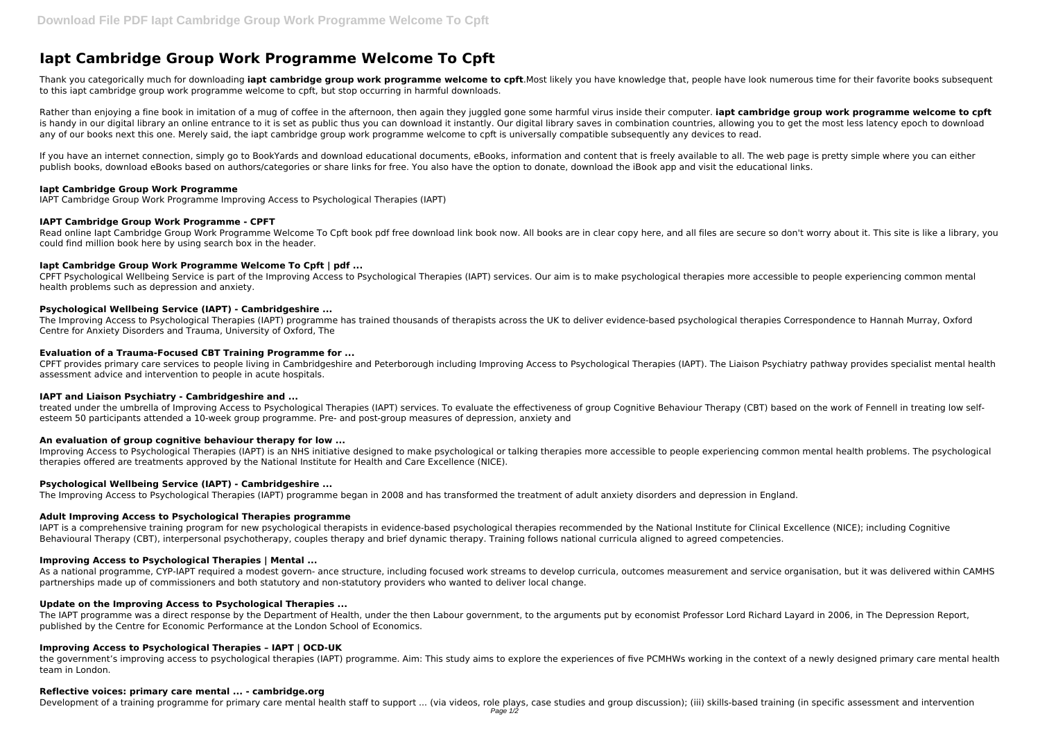# Iapt Cambridge Group Work Programme Welcome To Cpft

Thank you categorically much for downloading **iapt cambridge group work programme welcome to cpft**.Most likely you have knowledge that, people have look numerous time for their favorite books subsequent to this iapt cambridge group work programme welcome to cpft, but stop occurring in harmful downloads.

Rather than enjoying a fine book in imitation of a mug of coffee in the afternoon, then again they juggled gone some harmful virus inside their computer. **iapt cambridge group work programme welcome to cpft** is handy in our digital library an online entrance to it is set as public thus you can download it instantly. Our digital library saves in combination countries, allowing you to get the most less latency epoch to download any of our books next this one. Merely said, the iapt cambridge group work programme welcome to cpft is universally compatible subsequently any devices to read.

If you have an internet connection, simply go to BookYards and download educational documents, eBooks, information and content that is freely available to all. The web page is pretty simple where you can either publish books, download eBooks based on authors/categories or share links for free. You also have the option to donate, download the iBook app and visit the educational links.

### Iapt Cambridge Group Work Programme

IAPT Cambridge Group Work Programme Improving Access to Psychological Therapies (IAPT)

### IAPT Cambridge Group Work Programme - CPFT

Read online Iapt Cambridge Group Work Programme Welcome To Cpft book pdf free download link book now. All books are in clear copy here, and all files are secure so don't worry about it. This site is like a library, you could find million book here by using search box in the header.

### Iapt Cambridge Group Work Programme Welcome To Cpft | pdf ...

CPFT Psychological Wellbeing Service is part of the Improving Access to Psychological Therapies (IAPT) services. Our aim is to make psychological therapies more accessible to people experiencing common mental health problems such as depression and anxiety.

### Psychological Wellbeing Service (IAPT) - Cambridgeshire ...

The Improving Access to Psychological Therapies (IAPT) programme has trained thousands of therapists across the UK to deliver evidence-based psychological therapies Correspondence to Hannah Murray, Oxford Centre for Anxiety Disorders and Trauma, University of Oxford, The

### Evaluation of a Trauma-Focused CBT Training Programme for ...

CPFT provides primary care services to people living in Cambridgeshire and Peterborough including Improving Access to Psychological Therapies (IAPT). The Liaison Psychiatry pathway provides specialist mental health assessment advice and intervention to people in acute hospitals.

### IAPT and Liaison Psychiatry - Cambridgeshire and ...

treated under the umbrella of Improving Access to Psychological Therapies (IAPT) services. To evaluate the effectiveness of group Cognitive Behaviour Therapy (CBT) based on the work of Fennell in treating low self-esteem 50 participants attended a 10-week group programme. Pre- and post-group measures of depression, anxiety and

### An evaluation of group cognitive behaviour therapy for low ...

Improving Access to Psychological Therapies (IAPT) is an NHS initiative designed to make psychological or talking therapies more accessible to people experiencing common mental health problems. The psychological therapies offered are treatments approved by the National Institute for Health and Care Excellence (NICE).

### Psychological Wellbeing Service (IAPT) - Cambridgeshire ...

The Improving Access to Psychological Therapies (IAPT) programme began in 2008 and has transformed the treatment of adult anxiety disorders and depression in England.

### Adult Improving Access to Psychological Therapies programme

IAPT is a comprehensive training program for new psychological therapists in evidence-based psychological therapies recommended by the National Institute for Clinical Excellence (NICE); including Cognitive Behavioural Therapy (CBT), interpersonal psychotherapy, couples therapy and brief dynamic therapy. Training follows national curricula aligned to agreed competencies.

### Improving Access to Psychological Therapies | Mental ...

As a national programme, CYP-IAPT required a modest govern- ance structure, including focused work streams to develop curricula, outcomes measurement and service organisation, but it was delivered within CAMHS partnerships made up of commissioners and both statutory and non-statutory providers who wanted to deliver local change.

### Update on the Improving Access to Psychological Therapies ...

The IAPT programme was a direct response by the Department of Health, under the then Labour government, to the arguments put by economist Professor Lord Richard Layard in 2006, in The Depression Report, published by the Centre for Economic Performance at the London School of Economics.

### Improving Access to Psychological Therapies – IAPT | OCD-UK

the government's improving access to psychological therapies (IAPT) programme. Aim: This study aims to explore the experiences of five PCMHWs working in the context of a newly designed primary care mental health team in London.

### Reflective voices: primary care mental ... - cambridge.org

Development of a training programme for primary care mental health staff to support ... (via videos, role plays, case studies and group discussion); (iii) skills-based training (in specific assessment and intervention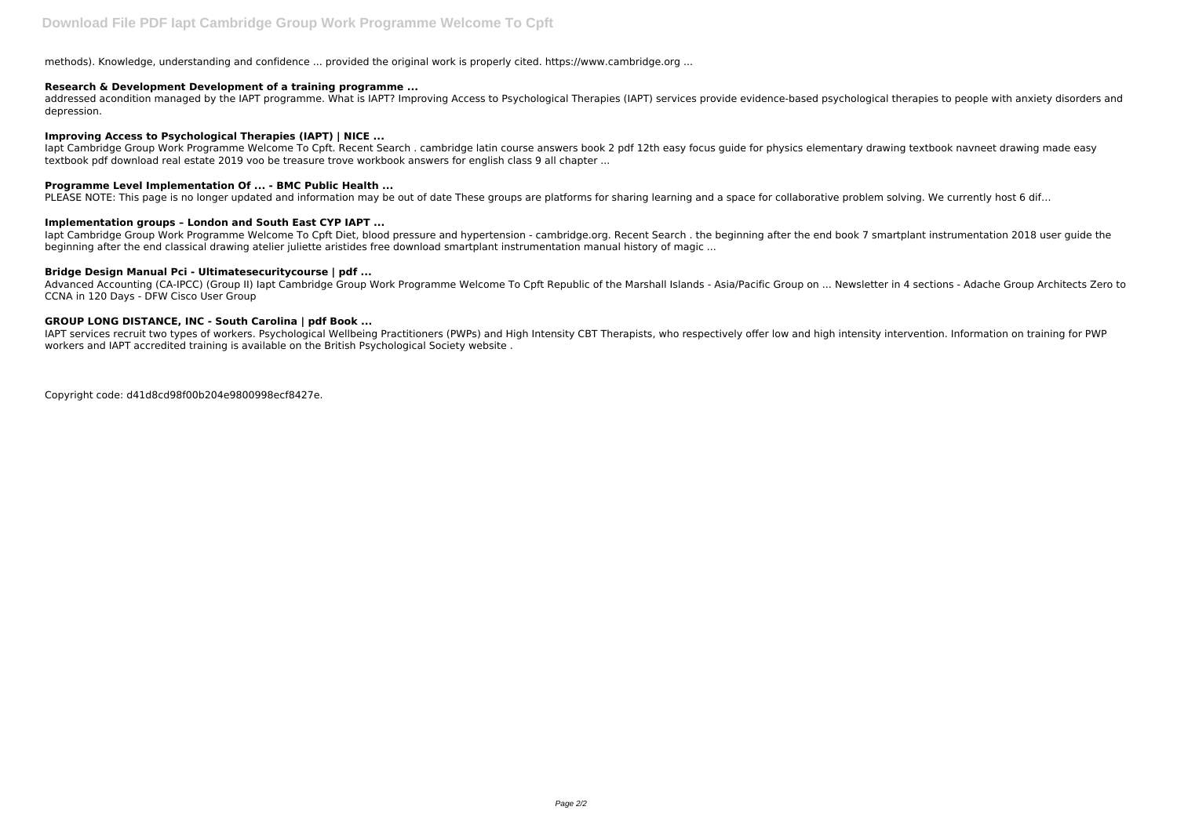methods). Knowledge, understanding and confidence ... provided the original work is properly cited. https://www.cambridge.org ...

### Research & Development Development of a training programme ...

addressed acondition managed by the IAPT programme. What is IAPT? Improving Access to Psychological Therapies (IAPT) services provide evidence-based psychological therapies to people with anxiety disorders and depression.

### Improving Access to Psychological Therapies (IAPT) | NICE ...

Iapt Cambridge Group Work Programme Welcome To Cpft. Recent Search . cambridge latin course answers book 2 pdf 12th easy focus guide for physics elementary drawing textbook navneet drawing made easy textbook pdf download real estate 2019 voo be treasure trove workbook answers for english class 9 all chapter ...

### Programme Level Implementation Of ... - BMC Public Health ...

PLEASE NOTE: This page is no longer updated and information may be out of date These groups are platforms for sharing learning and a space for collaborative problem solving. We currently host 6 dif…

### Implementation groups – London and South East CYP IAPT ...

Iapt Cambridge Group Work Programme Welcome To Cpft Diet, blood pressure and hypertension - cambridge.org. Recent Search . the beginning after the end book 7 smartplant instrumentation 2018 user guide the beginning after the end classical drawing atelier juliette aristides free download smartplant instrumentation manual history of magic ...

### Bridge Design Manual Pci - Ultimatesecuritycourse | pdf ...

Advanced Accounting (CA-IPCC) (Group II) Iapt Cambridge Group Work Programme Welcome To Cpft Republic of the Marshall Islands - Asia/Pacific Group on ... Newsletter in 4 sections - Adache Group Architects Zero to CCNA in 120 Days - DFW Cisco User Group

### GROUP LONG DISTANCE, INC - South Carolina | pdf Book ...

IAPT services recruit two types of workers. Psychological Wellbeing Practitioners (PWPs) and High Intensity CBT Therapists, who respectively offer low and high intensity intervention. Information on training for PWP workers and IAPT accredited training is available on the British Psychological Society website .

Copyright code: d41d8cd98f00b204e9800998ecf8427e.